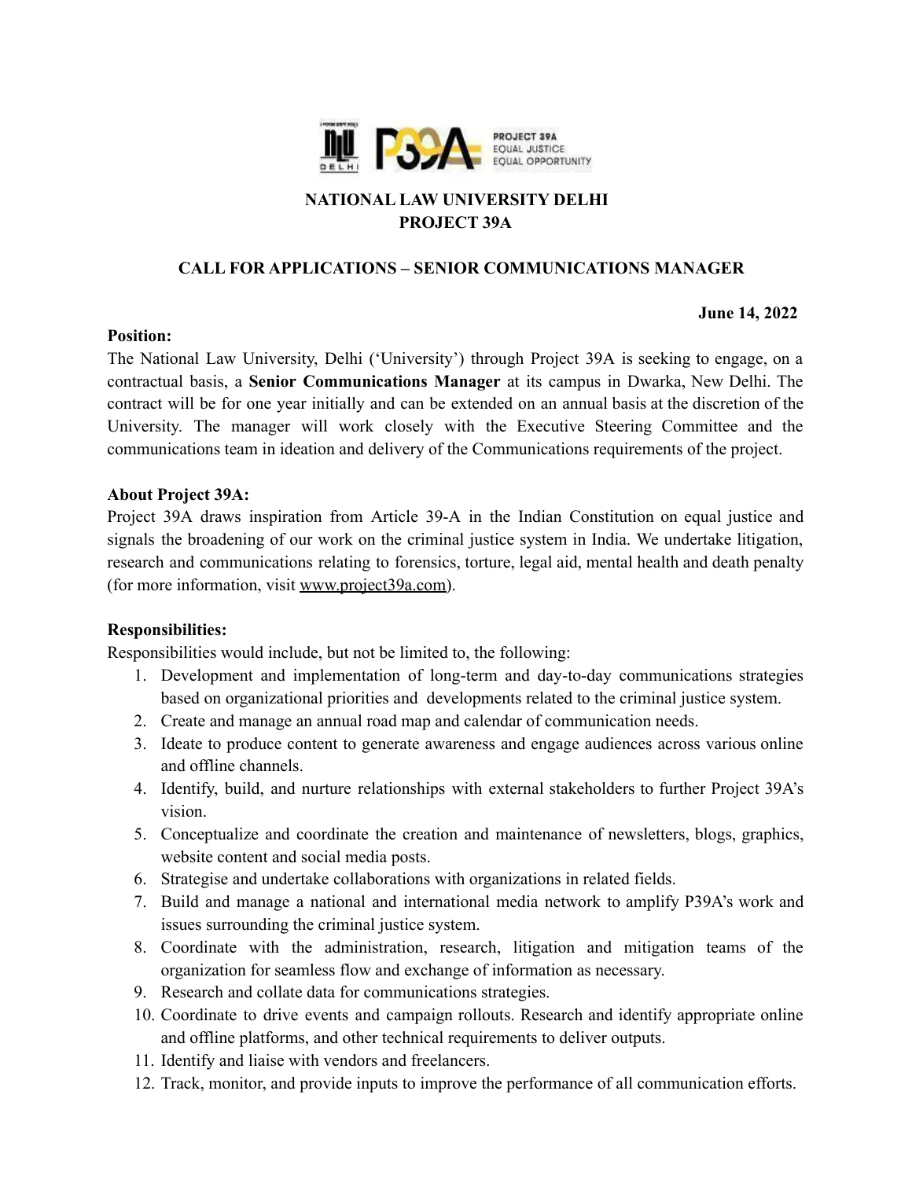# NATIONAL LAW UNIVERSITY DELHI
# PROJECT 39A

## CALL FOR APPLICATIONS – SENIOR COMMUNICATIONS MANAGER

**June 14, 2022**

**Position:**

The National Law University, Delhi ('University') through Project 39A is seeking to engage, on a contractual basis, a **Senior Communications Manager** at its campus in Dwarka, New Delhi. The contract will be for one year initially and can be extended on an annual basis at the discretion of the University. The manager will work closely with the Executive Steering Committee and the communications team in ideation and delivery of the Communications requirements of the project.

**About Project 39A:**

Project 39A draws inspiration from Article 39-A in the Indian Constitution on equal justice and signals the broadening of our work on the criminal justice system in India. We undertake litigation, research and communications relating to forensics, torture, legal aid, mental health and death penalty (for more information, visit www.project39a.com).

**Responsibilities:**

Responsibilities would include, but not be limited to, the following:

1. Development and implementation of long-term and day-to-day communications strategies based on organizational priorities and developments related to the criminal justice system.
2. Create and manage an annual road map and calendar of communication needs.
3. Ideate to produce content to generate awareness and engage audiences across various online and offline channels.
4. Identify, build, and nurture relationships with external stakeholders to further Project 39A's vision.
5. Conceptualize and coordinate the creation and maintenance of newsletters, blogs, graphics, website content and social media posts.
6. Strategise and undertake collaborations with organizations in related fields.
7. Build and manage a national and international media network to amplify P39A's work and issues surrounding the criminal justice system.
8. Coordinate with the administration, research, litigation and mitigation teams of the organization for seamless flow and exchange of information as necessary.
9. Research and collate data for communications strategies.
10. Coordinate to drive events and campaign rollouts. Research and identify appropriate online and offline platforms, and other technical requirements to deliver outputs.
11. Identify and liaise with vendors and freelancers.
12. Track, monitor, and provide inputs to improve the performance of all communication efforts.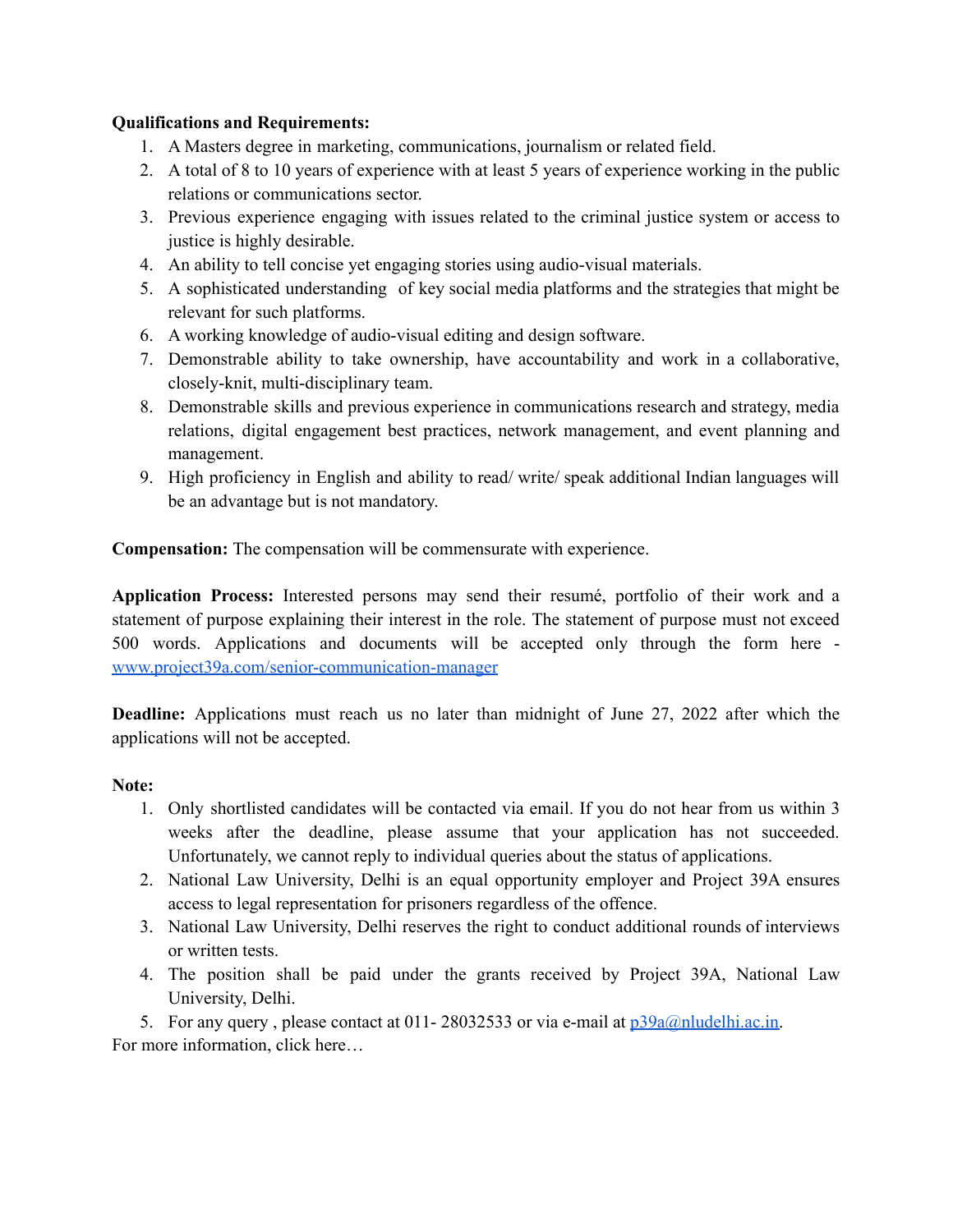**Qualifications and Requirements:**

1. A Masters degree in marketing, communications, journalism or related field.
2. A total of 8 to 10 years of experience with at least 5 years of experience working in the public relations or communications sector.
3. Previous experience engaging with issues related to the criminal justice system or access to justice is highly desirable.
4. An ability to tell concise yet engaging stories using audio-visual materials.
5. A sophisticated understanding of key social media platforms and the strategies that might be relevant for such platforms.
6. A working knowledge of audio-visual editing and design software.
7. Demonstrable ability to take ownership, have accountability and work in a collaborative, closely-knit, multi-disciplinary team.
8. Demonstrable skills and previous experience in communications research and strategy, media relations, digital engagement best practices, network management, and event planning and management.
9. High proficiency in English and ability to read/ write/ speak additional Indian languages will be an advantage but is not mandatory.

**Compensation:** The compensation will be commensurate with experience.

**Application Process:** Interested persons may send their resumé, portfolio of their work and a statement of purpose explaining their interest in the role. The statement of purpose must not exceed 500 words. Applications and documents will be accepted only through the form here - [www.project39a.com/senior-communication-manager](www.project39a.com/senior-communication-manager)

**Deadline:** Applications must reach us no later than midnight of June 27, 2022 after which the applications will not be accepted.

**Note:**

1. Only shortlisted candidates will be contacted via email. If you do not hear from us within 3 weeks after the deadline, please assume that your application has not succeeded. Unfortunately, we cannot reply to individual queries about the status of applications.
2. National Law University, Delhi is an equal opportunity employer and Project 39A ensures access to legal representation for prisoners regardless of the offence.
3. National Law University, Delhi reserves the right to conduct additional rounds of interviews or written tests.
4. The position shall be paid under the grants received by Project 39A, National Law University, Delhi.
5. For any query , please contact at 011- 28032533 or via e-mail at [p39a@nludelhi.ac.in](mailto:p39a@nludelhi.ac.in).

For more information, click here…